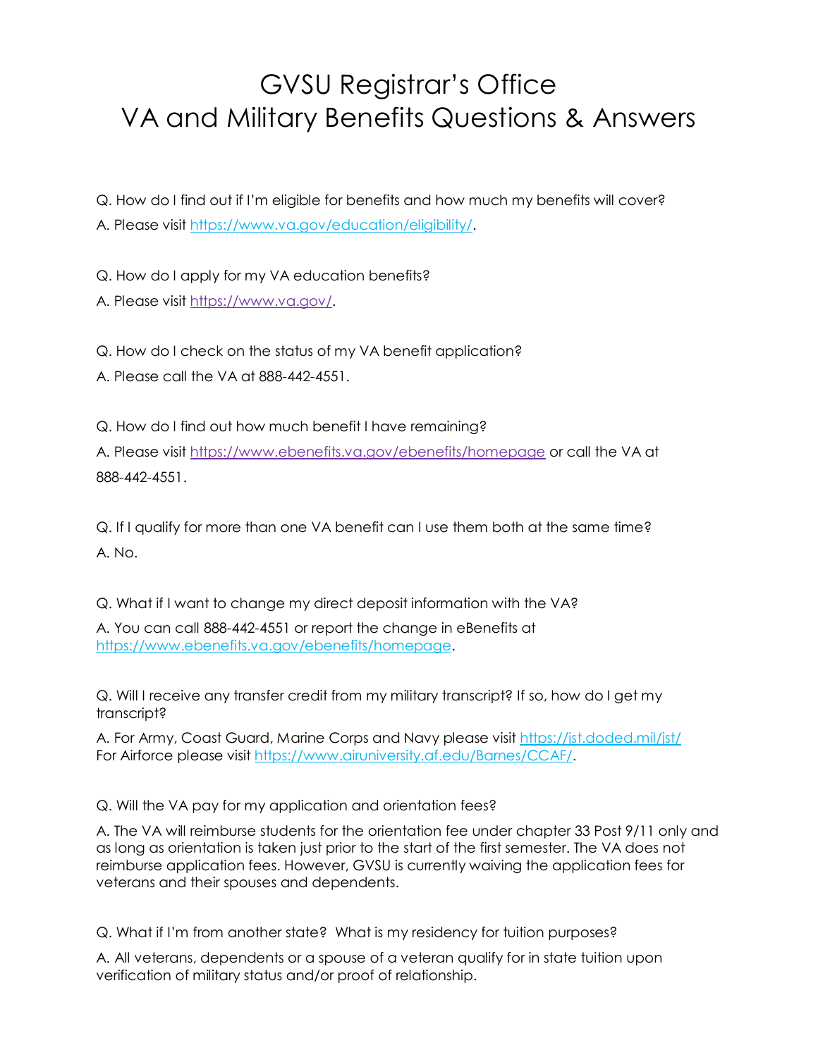# GVSU Registrar's Office
# VA and Military Benefits Questions & Answers

Q. How do I find out if I'm eligible for benefits and how much my benefits will cover?

A. Please visit https://www.va.gov/education/eligibility/.

Q. How do I apply for my VA education benefits?

A. Please visit https://www.va.gov/.

Q. How do I check on the status of my VA benefit application?

A. Please call the VA at 888-442-4551.

Q. How do I find out how much benefit I have remaining?

A. Please visit https://www.ebenefits.va.gov/ebenefits/homepage or call the VA at 888-442-4551.

Q. If I qualify for more than one VA benefit can I use them both at the same time?

A. No.

Q. What if I want to change my direct deposit information with the VA?

A. You can call 888-442-4551 or report the change in eBenefits at https://www.ebenefits.va.gov/ebenefits/homepage.

Q. Will I receive any transfer credit from my military transcript? If so, how do I get my transcript?

A. For Army, Coast Guard, Marine Corps and Navy please visit https://jst.doded.mil/jst/
For Airforce please visit https://www.airuniversity.af.edu/Barnes/CCAF/.

Q. Will the VA pay for my application and orientation fees?

A. The VA will reimburse students for the orientation fee under chapter 33 Post 9/11 only and as long as orientation is taken just prior to the start of the first semester. The VA does not reimburse application fees. However, GVSU is currently waiving the application fees for veterans and their spouses and dependents.

Q. What if I'm from another state? What is my residency for tuition purposes?

A. All veterans, dependents or a spouse of a veteran qualify for in state tuition upon verification of military status and/or proof of relationship.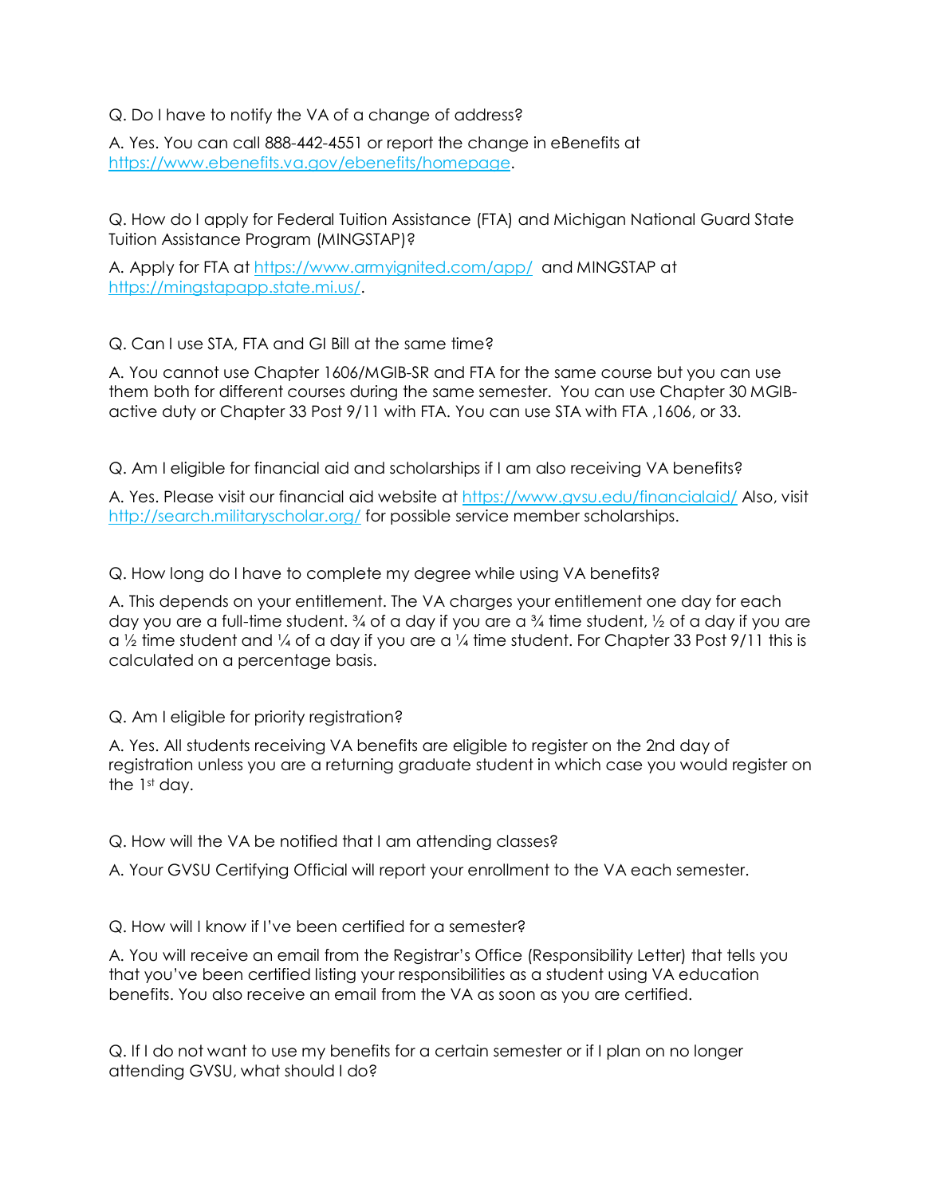Q. Do I have to notify the VA of a change of address?

A. Yes. You can call 888-442-4551 or report the change in eBenefits at https://www.ebenefits.va.gov/ebenefits/homepage.

Q. How do I apply for Federal Tuition Assistance (FTA) and Michigan National Guard State Tuition Assistance Program (MINGSTAP)?

A. Apply for FTA at https://www.armyignited.com/app/ and MINGSTAP at https://mingstapapp.state.mi.us/.

Q. Can I use STA, FTA and GI Bill at the same time?

A. You cannot use Chapter 1606/MGIB-SR and FTA for the same course but you can use them both for different courses during the same semester. You can use Chapter 30 MGIB-active duty or Chapter 33 Post 9/11 with FTA. You can use STA with FTA ,1606, or 33.

Q. Am I eligible for financial aid and scholarships if I am also receiving VA benefits?

A. Yes. Please visit our financial aid website at https://www.gvsu.edu/financialaid/ Also, visit http://search.militaryscholar.org/ for possible service member scholarships.

Q. How long do I have to complete my degree while using VA benefits?

A. This depends on your entitlement. The VA charges your entitlement one day for each day you are a full-time student. ¾ of a day if you are a ¾ time student, ½ of a day if you are a ½ time student and ¼ of a day if you are a ¼ time student. For Chapter 33 Post 9/11 this is calculated on a percentage basis.

Q. Am I eligible for priority registration?

A. Yes. All students receiving VA benefits are eligible to register on the 2nd day of registration unless you are a returning graduate student in which case you would register on the 1st day.

Q. How will the VA be notified that I am attending classes?

A. Your GVSU Certifying Official will report your enrollment to the VA each semester.

Q. How will I know if I've been certified for a semester?

A. You will receive an email from the Registrar's Office (Responsibility Letter) that tells you that you've been certified listing your responsibilities as a student using VA education benefits. You also receive an email from the VA as soon as you are certified.

Q. If I do not want to use my benefits for a certain semester or if I plan on no longer attending GVSU, what should I do?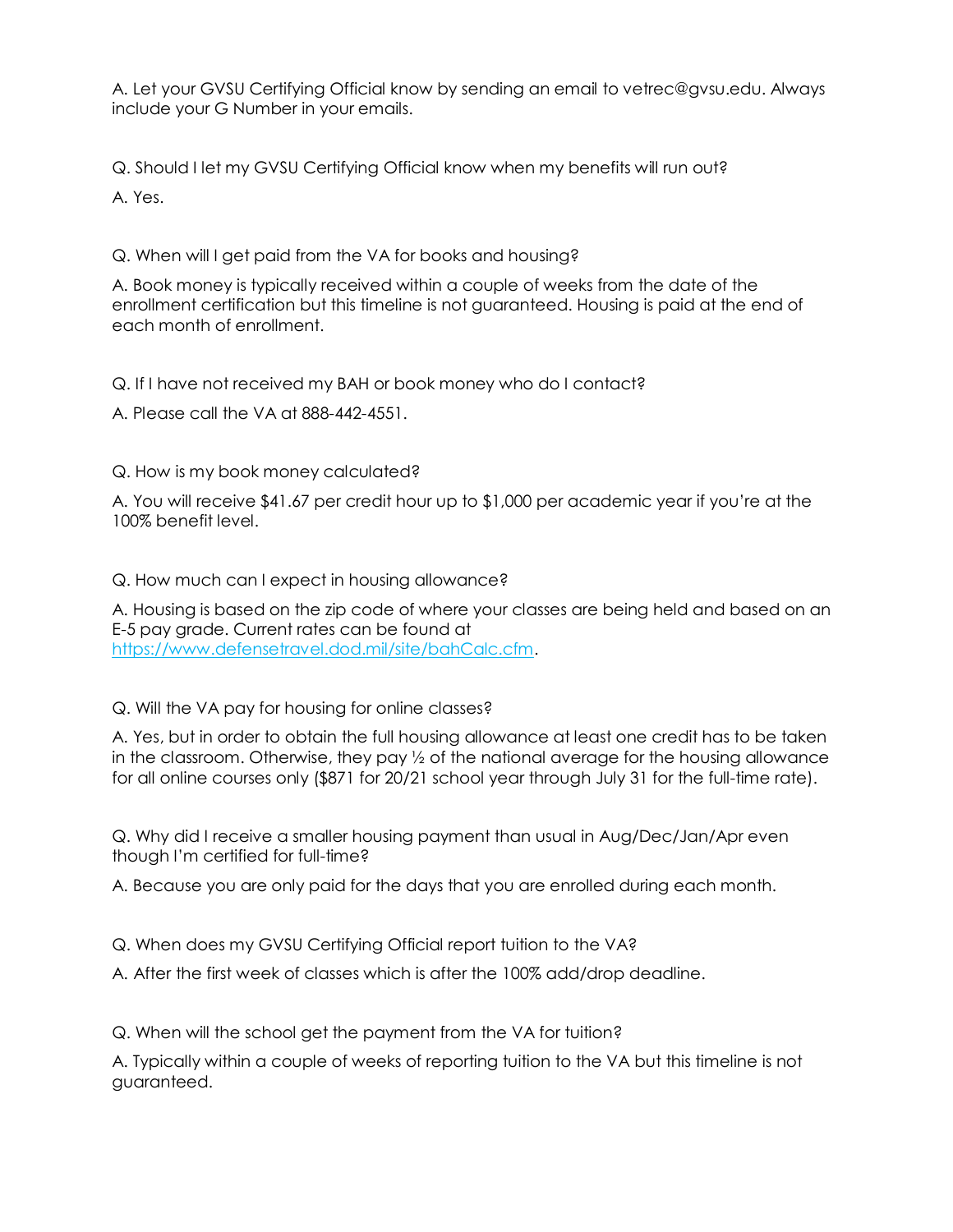A. Let your GVSU Certifying Official know by sending an email to vetrec@gvsu.edu. Always include your G Number in your emails.

Q. Should I let my GVSU Certifying Official know when my benefits will run out?

A. Yes.

Q. When will I get paid from the VA for books and housing?

A. Book money is typically received within a couple of weeks from the date of the enrollment certification but this timeline is not guaranteed. Housing is paid at the end of each month of enrollment.

Q. If I have not received my BAH or book money who do I contact?

A. Please call the VA at 888-442-4551.

Q. How is my book money calculated?

A. You will receive $41.67 per credit hour up to $1,000 per academic year if you're at the 100% benefit level.

Q. How much can I expect in housing allowance?

A. Housing is based on the zip code of where your classes are being held and based on an E-5 pay grade. Current rates can be found at [https://www.defensetravel.dod.mil/site/bahCalc.cfm](https://www.defensetravel.dod.mil/site/bahCalc.cfm).

Q. Will the VA pay for housing for online classes?

A. Yes, but in order to obtain the full housing allowance at least one credit has to be taken in the classroom. Otherwise, they pay ½ of the national average for the housing allowance for all online courses only ($871 for 20/21 school year through July 31 for the full-time rate).

Q. Why did I receive a smaller housing payment than usual in Aug/Dec/Jan/Apr even though I'm certified for full-time?

A. Because you are only paid for the days that you are enrolled during each month.

Q. When does my GVSU Certifying Official report tuition to the VA?

A. After the first week of classes which is after the 100% add/drop deadline.

Q. When will the school get the payment from the VA for tuition?

A. Typically within a couple of weeks of reporting tuition to the VA but this timeline is not guaranteed.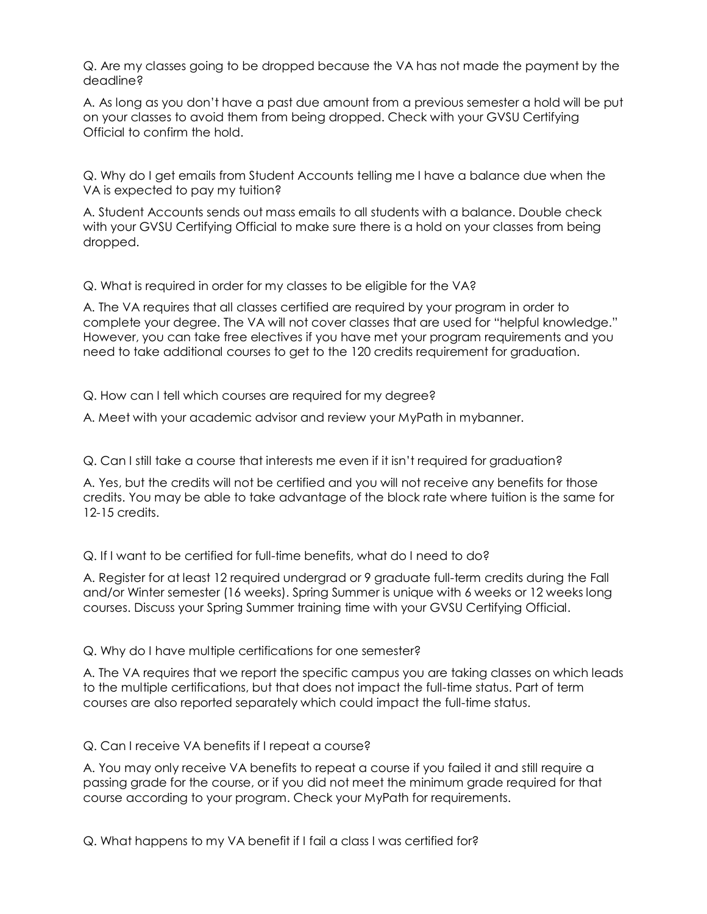Q. Are my classes going to be dropped because the VA has not made the payment by the deadline?

A. As long as you don't have a past due amount from a previous semester a hold will be put on your classes to avoid them from being dropped. Check with your GVSU Certifying Official to confirm the hold.

Q. Why do I get emails from Student Accounts telling me I have a balance due when the VA is expected to pay my tuition?

A. Student Accounts sends out mass emails to all students with a balance. Double check with your GVSU Certifying Official to make sure there is a hold on your classes from being dropped.

Q. What is required in order for my classes to be eligible for the VA?

A. The VA requires that all classes certified are required by your program in order to complete your degree. The VA will not cover classes that are used for "helpful knowledge." However, you can take free electives if you have met your program requirements and you need to take additional courses to get to the 120 credits requirement for graduation.

Q. How can I tell which courses are required for my degree?

A. Meet with your academic advisor and review your MyPath in mybanner.

Q. Can I still take a course that interests me even if it isn't required for graduation?

A. Yes, but the credits will not be certified and you will not receive any benefits for those credits. You may be able to take advantage of the block rate where tuition is the same for 12-15 credits.

Q. If I want to be certified for full-time benefits, what do I need to do?

A. Register for at least 12 required undergrad or 9 graduate full-term credits during the Fall and/or Winter semester (16 weeks). Spring Summer is unique with 6 weeks or 12 weeks long courses. Discuss your Spring Summer training time with your GVSU Certifying Official.

Q. Why do I have multiple certifications for one semester?

A. The VA requires that we report the specific campus you are taking classes on which leads to the multiple certifications, but that does not impact the full-time status. Part of term courses are also reported separately which could impact the full-time status.

Q. Can I receive VA benefits if I repeat a course?

A. You may only receive VA benefits to repeat a course if you failed it and still require a passing grade for the course, or if you did not meet the minimum grade required for that course according to your program. Check your MyPath for requirements.

Q. What happens to my VA benefit if I fail a class I was certified for?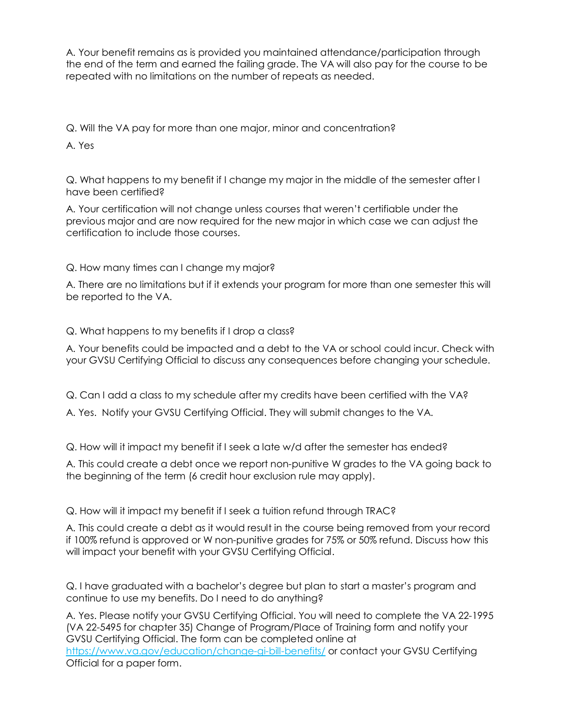A. Your benefit remains as is provided you maintained attendance/participation through the end of the term and earned the failing grade. The VA will also pay for the course to be repeated with no limitations on the number of repeats as needed.

Q. Will the VA pay for more than one major, minor and concentration?

A. Yes

Q. What happens to my benefit if I change my major in the middle of the semester after I have been certified?

A. Your certification will not change unless courses that weren't certifiable under the previous major and are now required for the new major in which case we can adjust the certification to include those courses.

Q. How many times can I change my major?

A. There are no limitations but if it extends your program for more than one semester this will be reported to the VA.

Q. What happens to my benefits if I drop a class?

A. Your benefits could be impacted and a debt to the VA or school could incur. Check with your GVSU Certifying Official to discuss any consequences before changing your schedule.

Q. Can I add a class to my schedule after my credits have been certified with the VA?

A. Yes. Notify your GVSU Certifying Official. They will submit changes to the VA.

Q. How will it impact my benefit if I seek a late w/d after the semester has ended?

A. This could create a debt once we report non-punitive W grades to the VA going back to the beginning of the term (6 credit hour exclusion rule may apply).

Q. How will it impact my benefit if I seek a tuition refund through TRAC?

A. This could create a debt as it would result in the course being removed from your record if 100% refund is approved or W non-punitive grades for 75% or 50% refund. Discuss how this will impact your benefit with your GVSU Certifying Official.

Q. I have graduated with a bachelor's degree but plan to start a master's program and continue to use my benefits. Do I need to do anything?

A. Yes. Please notify your GVSU Certifying Official. You will need to complete the VA 22-1995 (VA 22-5495 for chapter 35) Change of Program/Place of Training form and notify your GVSU Certifying Official. The form can be completed online at [https://www.va.gov/education/change-gi-bill-benefits/](https://www.va.gov/education/change-gi-bill-benefits/) or contact your GVSU Certifying Official for a paper form.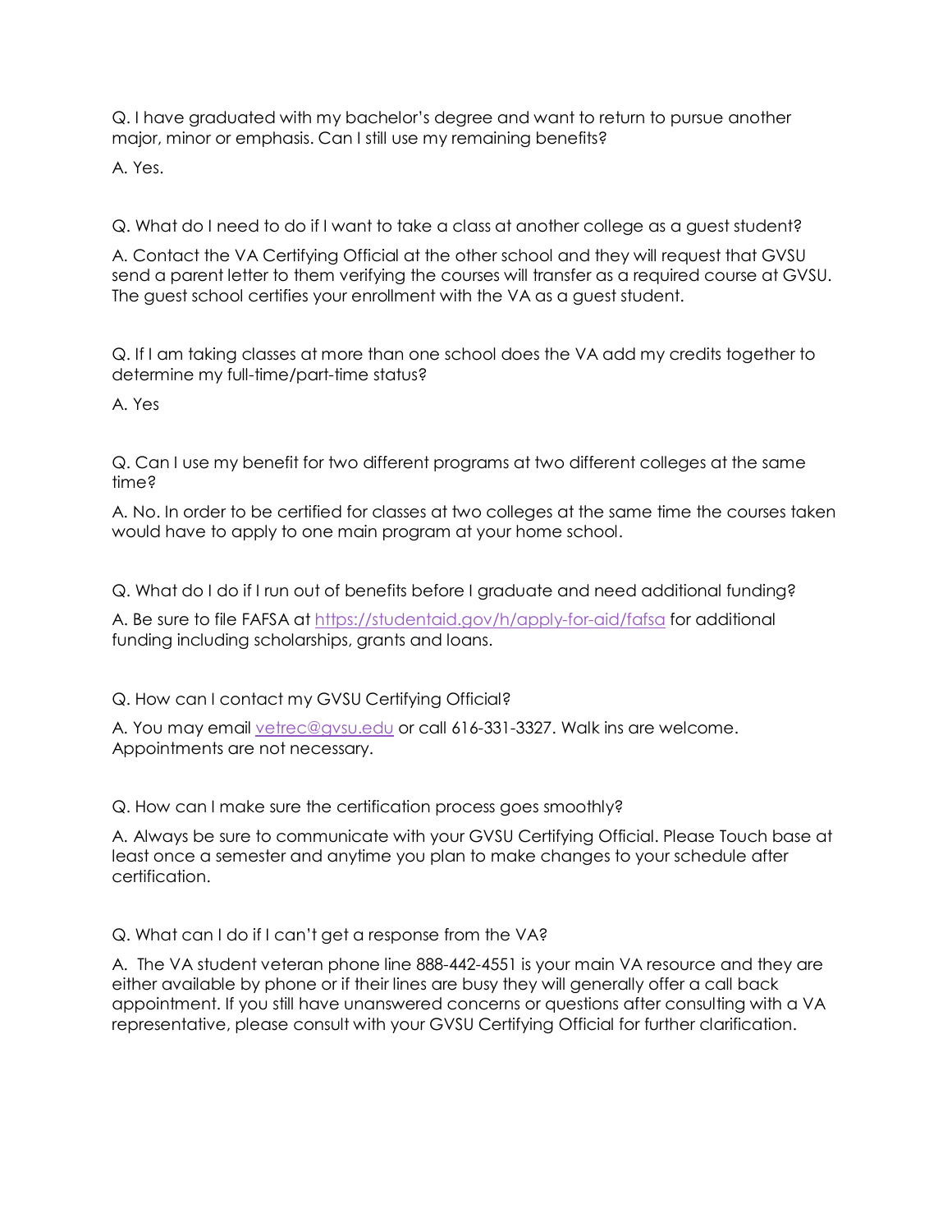Q. I have graduated with my bachelor's degree and want to return to pursue another major, minor or emphasis. Can I still use my remaining benefits?

A. Yes.

Q. What do I need to do if I want to take a class at another college as a guest student?

A. Contact the VA Certifying Official at the other school and they will request that GVSU send a parent letter to them verifying the courses will transfer as a required course at GVSU. The guest school certifies your enrollment with the VA as a guest student.

Q. If I am taking classes at more than one school does the VA add my credits together to determine my full-time/part-time status?

A. Yes

Q. Can I use my benefit for two different programs at two different colleges at the same time?

A. No. In order to be certified for classes at two colleges at the same time the courses taken would have to apply to one main program at your home school.

Q. What do I do if I run out of benefits before I graduate and need additional funding?

A. Be sure to file FAFSA at [https://studentaid.gov/h/apply-for-aid/fafsa](https://studentaid.gov/h/apply-for-aid/fafsa) for additional funding including scholarships, grants and loans.

Q. How can I contact my GVSU Certifying Official?

A. You may email [vetrec@gvsu.edu](mailto:vetrec@gvsu.edu) or call 616-331-3327. Walk ins are welcome. Appointments are not necessary.

Q. How can I make sure the certification process goes smoothly?

A. Always be sure to communicate with your GVSU Certifying Official. Please Touch base at least once a semester and anytime you plan to make changes to your schedule after certification.

Q. What can I do if I can't get a response from the VA?

A. The VA student veteran phone line 888-442-4551 is your main VA resource and they are either available by phone or if their lines are busy they will generally offer a call back appointment. If you still have unanswered concerns or questions after consulting with a VA representative, please consult with your GVSU Certifying Official for further clarification.